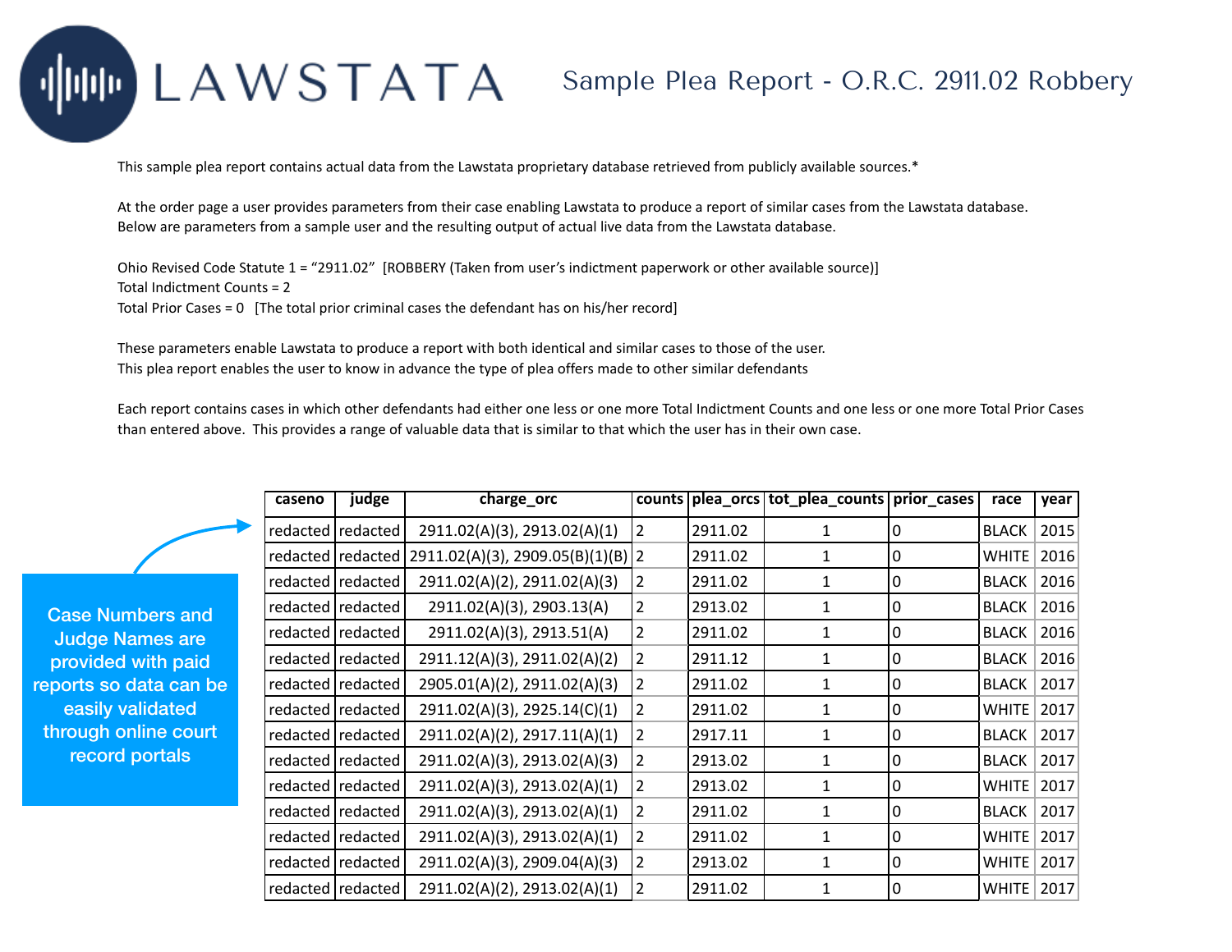# LAWSTATA

## Sample Plea Report - O.R.C. 2911.02 Robbery

This sample plea report contains actual data from the Lawstata proprietary database retrieved from publicly available sources.*

At the order page a user provides parameters from their case enabling Lawstata to produce a report of similar cases from the Lawstata database. Below are parameters from a sample user and the resulting output of actual live data from the Lawstata database.

Ohio Revised Code Statute 1 = "2911.02" [ROBBERY (Taken from user's indictment paperwork or other available source)]
Total Indictment Counts = 2
Total Prior Cases = 0 [The total prior criminal cases the defendant has on his/her record]

These parameters enable Lawstata to produce a report with both identical and similar cases to those of the user.
This plea report enables the user to know in advance the type of plea offers made to other similar defendants

Each report contains cases in which other defendants had either one less or one more Total Indictment Counts and one less or one more Total Prior Cases than entered above. This provides a range of valuable data that is similar to that which the user has in their own case.

Case Numbers and Judge Names are provided with paid reports so data can be easily validated through online court record portals

| caseno | judge | charge_orc | counts | plea_orcs | tot_plea_counts | prior_cases | race | year |
|---|---|---|---|---|---|---|---|---|
| redacted | redacted | 2911.02(A)(3), 2913.02(A)(1) | 2 | 2911.02 | 1 | 0 | BLACK | 2015 |
| redacted | redacted | 2911.02(A)(3), 2909.05(B)(1)(B) | 2 | 2911.02 | 1 | 0 | WHITE | 2016 |
| redacted | redacted | 2911.02(A)(2), 2911.02(A)(3) | 2 | 2911.02 | 1 | 0 | BLACK | 2016 |
| redacted | redacted | 2911.02(A)(3), 2903.13(A) | 2 | 2913.02 | 1 | 0 | BLACK | 2016 |
| redacted | redacted | 2911.02(A)(3), 2913.51(A) | 2 | 2911.02 | 1 | 0 | BLACK | 2016 |
| redacted | redacted | 2911.12(A)(3), 2911.02(A)(2) | 2 | 2911.12 | 1 | 0 | BLACK | 2016 |
| redacted | redacted | 2905.01(A)(2), 2911.02(A)(3) | 2 | 2911.02 | 1 | 0 | BLACK | 2017 |
| redacted | redacted | 2911.02(A)(3), 2925.14(C)(1) | 2 | 2911.02 | 1 | 0 | WHITE | 2017 |
| redacted | redacted | 2911.02(A)(2), 2917.11(A)(1) | 2 | 2917.11 | 1 | 0 | BLACK | 2017 |
| redacted | redacted | 2911.02(A)(3), 2913.02(A)(3) | 2 | 2913.02 | 1 | 0 | BLACK | 2017 |
| redacted | redacted | 2911.02(A)(3), 2913.02(A)(1) | 2 | 2913.02 | 1 | 0 | WHITE | 2017 |
| redacted | redacted | 2911.02(A)(3), 2913.02(A)(1) | 2 | 2911.02 | 1 | 0 | BLACK | 2017 |
| redacted | redacted | 2911.02(A)(3), 2913.02(A)(1) | 2 | 2911.02 | 1 | 0 | WHITE | 2017 |
| redacted | redacted | 2911.02(A)(3), 2909.04(A)(3) | 2 | 2913.02 | 1 | 0 | WHITE | 2017 |
| redacted | redacted | 2911.02(A)(2), 2913.02(A)(1) | 2 | 2911.02 | 1 | 0 | WHITE | 2017 |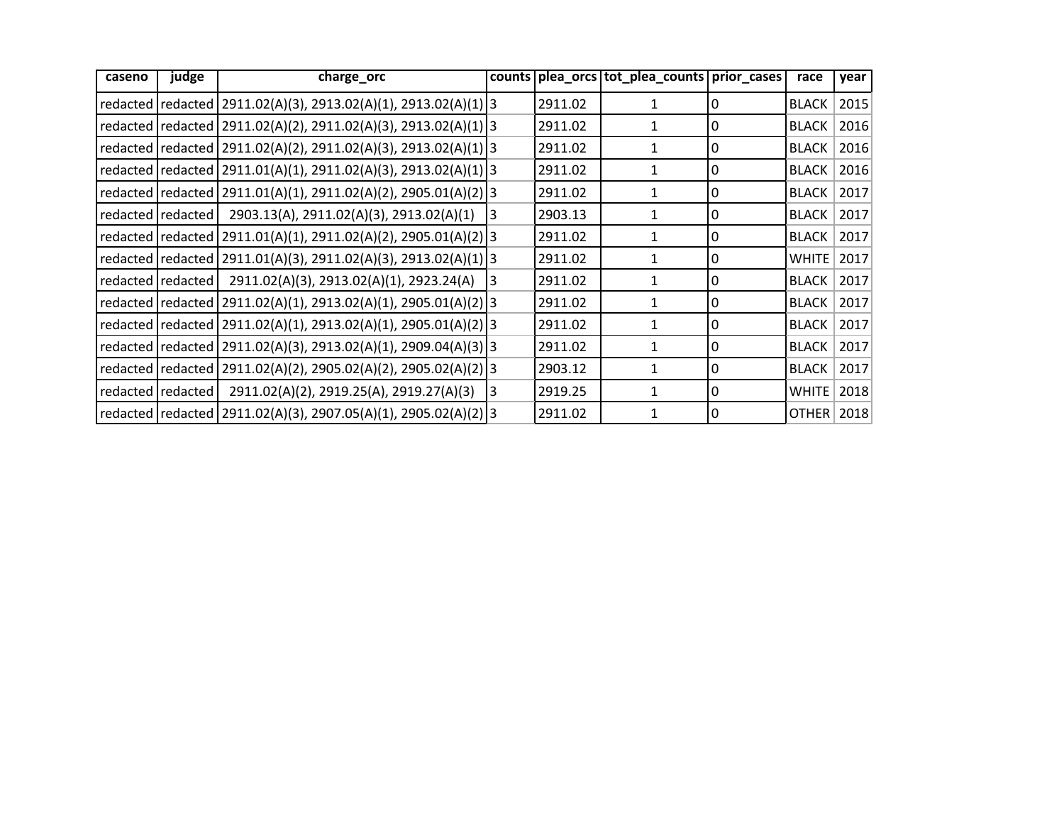| caseno | judge | charge_orc | counts | plea_orcs | tot_plea_counts | prior_cases | race | year |
|---|---|---|---|---|---|---|---|---|
| redacted | redacted | 2911.02(A)(3), 2913.02(A)(1), 2913.02(A)(1) | 3 | 2911.02 | 1 | 0 | BLACK | 2015 |
| redacted | redacted | 2911.02(A)(2), 2911.02(A)(3), 2913.02(A)(1) | 3 | 2911.02 | 1 | 0 | BLACK | 2016 |
| redacted | redacted | 2911.02(A)(2), 2911.02(A)(3), 2913.02(A)(1) | 3 | 2911.02 | 1 | 0 | BLACK | 2016 |
| redacted | redacted | 2911.01(A)(1), 2911.02(A)(3), 2913.02(A)(1) | 3 | 2911.02 | 1 | 0 | BLACK | 2016 |
| redacted | redacted | 2911.01(A)(1), 2911.02(A)(2), 2905.01(A)(2) | 3 | 2911.02 | 1 | 0 | BLACK | 2017 |
| redacted | redacted | 2903.13(A), 2911.02(A)(3), 2913.02(A)(1) | 3 | 2903.13 | 1 | 0 | BLACK | 2017 |
| redacted | redacted | 2911.01(A)(1), 2911.02(A)(2), 2905.01(A)(2) | 3 | 2911.02 | 1 | 0 | BLACK | 2017 |
| redacted | redacted | 2911.01(A)(3), 2911.02(A)(3), 2913.02(A)(1) | 3 | 2911.02 | 1 | 0 | WHITE | 2017 |
| redacted | redacted | 2911.02(A)(3), 2913.02(A)(1), 2923.24(A) | 3 | 2911.02 | 1 | 0 | BLACK | 2017 |
| redacted | redacted | 2911.02(A)(1), 2913.02(A)(1), 2905.01(A)(2) | 3 | 2911.02 | 1 | 0 | BLACK | 2017 |
| redacted | redacted | 2911.02(A)(1), 2913.02(A)(1), 2905.01(A)(2) | 3 | 2911.02 | 1 | 0 | BLACK | 2017 |
| redacted | redacted | 2911.02(A)(3), 2913.02(A)(1), 2909.04(A)(3) | 3 | 2911.02 | 1 | 0 | BLACK | 2017 |
| redacted | redacted | 2911.02(A)(2), 2905.02(A)(2), 2905.02(A)(2) | 3 | 2903.12 | 1 | 0 | BLACK | 2017 |
| redacted | redacted | 2911.02(A)(2), 2919.25(A), 2919.27(A)(3) | 3 | 2919.25 | 1 | 0 | WHITE | 2018 |
| redacted | redacted | 2911.02(A)(3), 2907.05(A)(1), 2905.02(A)(2) | 3 | 2911.02 | 1 | 0 | OTHER | 2018 |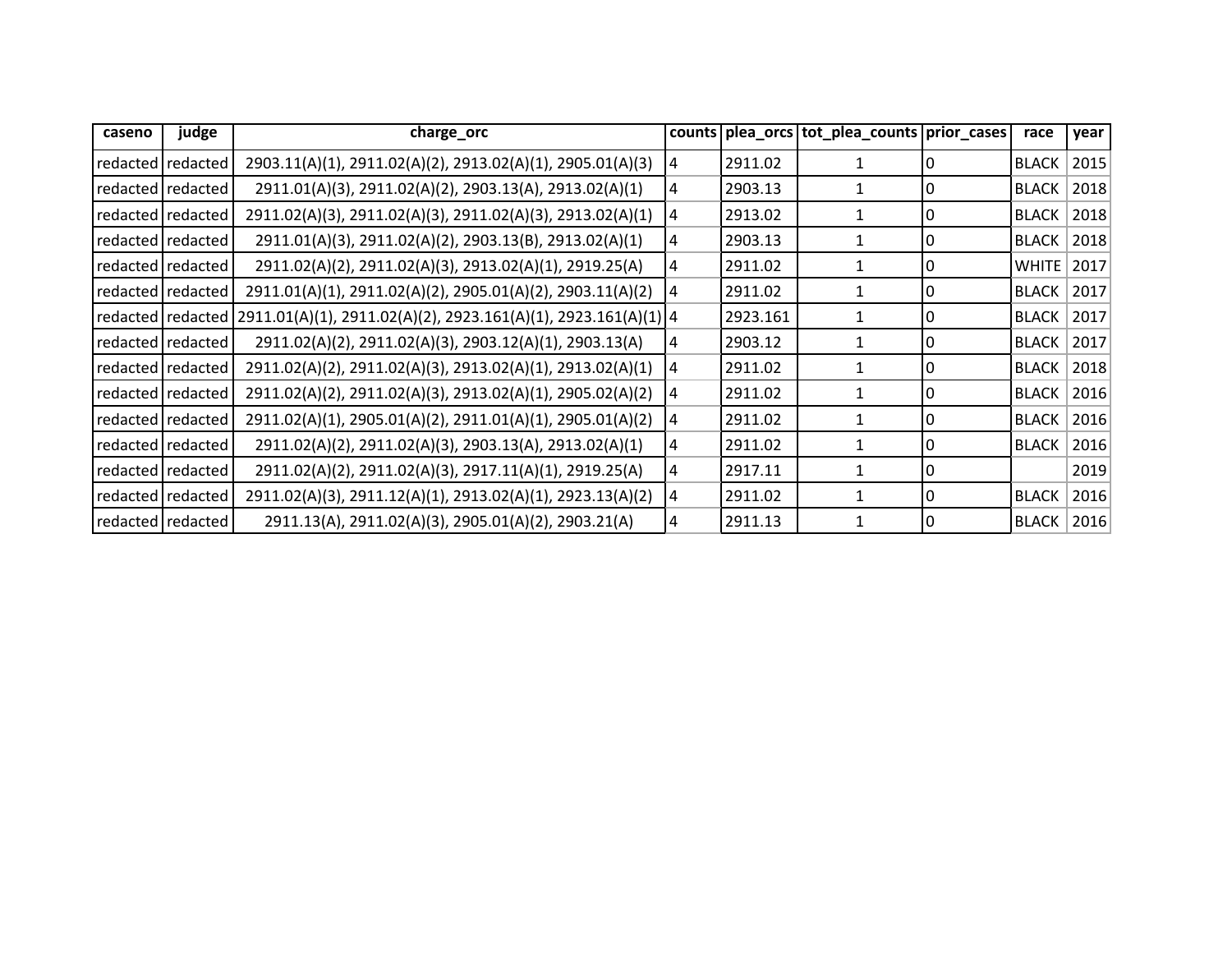| caseno | judge | charge_orc | counts | plea_orcs | tot_plea_counts | prior_cases | race | year |
|---|---|---|---|---|---|---|---|---|
| redacted | redacted | 2903.11(A)(1), 2911.02(A)(2), 2913.02(A)(1), 2905.01(A)(3) | 4 | 2911.02 | 1 | 0 | BLACK | 2015 |
| redacted | redacted | 2911.01(A)(3), 2911.02(A)(2), 2903.13(A), 2913.02(A)(1) | 4 | 2903.13 | 1 | 0 | BLACK | 2018 |
| redacted | redacted | 2911.02(A)(3), 2911.02(A)(3), 2911.02(A)(3), 2913.02(A)(1) | 4 | 2913.02 | 1 | 0 | BLACK | 2018 |
| redacted | redacted | 2911.01(A)(3), 2911.02(A)(2), 2903.13(B), 2913.02(A)(1) | 4 | 2903.13 | 1 | 0 | BLACK | 2018 |
| redacted | redacted | 2911.02(A)(2), 2911.02(A)(3), 2913.02(A)(1), 2919.25(A) | 4 | 2911.02 | 1 | 0 | WHITE | 2017 |
| redacted | redacted | 2911.01(A)(1), 2911.02(A)(2), 2905.01(A)(2), 2903.11(A)(2) | 4 | 2911.02 | 1 | 0 | BLACK | 2017 |
| redacted | redacted | 2911.01(A)(1), 2911.02(A)(2), 2923.161(A)(1), 2923.161(A)(1) | 4 | 2923.161 | 1 | 0 | BLACK | 2017 |
| redacted | redacted | 2911.02(A)(2), 2911.02(A)(3), 2903.12(A)(1), 2903.13(A) | 4 | 2903.12 | 1 | 0 | BLACK | 2017 |
| redacted | redacted | 2911.02(A)(2), 2911.02(A)(3), 2913.02(A)(1), 2913.02(A)(1) | 4 | 2911.02 | 1 | 0 | BLACK | 2018 |
| redacted | redacted | 2911.02(A)(2), 2911.02(A)(3), 2913.02(A)(1), 2905.02(A)(2) | 4 | 2911.02 | 1 | 0 | BLACK | 2016 |
| redacted | redacted | 2911.02(A)(1), 2905.01(A)(2), 2911.01(A)(1), 2905.01(A)(2) | 4 | 2911.02 | 1 | 0 | BLACK | 2016 |
| redacted | redacted | 2911.02(A)(2), 2911.02(A)(3), 2903.13(A), 2913.02(A)(1) | 4 | 2911.02 | 1 | 0 | BLACK | 2016 |
| redacted | redacted | 2911.02(A)(2), 2911.02(A)(3), 2917.11(A)(1), 2919.25(A) | 4 | 2917.11 | 1 | 0 | | 2019 |
| redacted | redacted | 2911.02(A)(3), 2911.12(A)(1), 2913.02(A)(1), 2923.13(A)(2) | 4 | 2911.02 | 1 | 0 | BLACK | 2016 |
| redacted | redacted | 2911.13(A), 2911.02(A)(3), 2905.01(A)(2), 2903.21(A) | 4 | 2911.13 | 1 | 0 | BLACK | 2016 |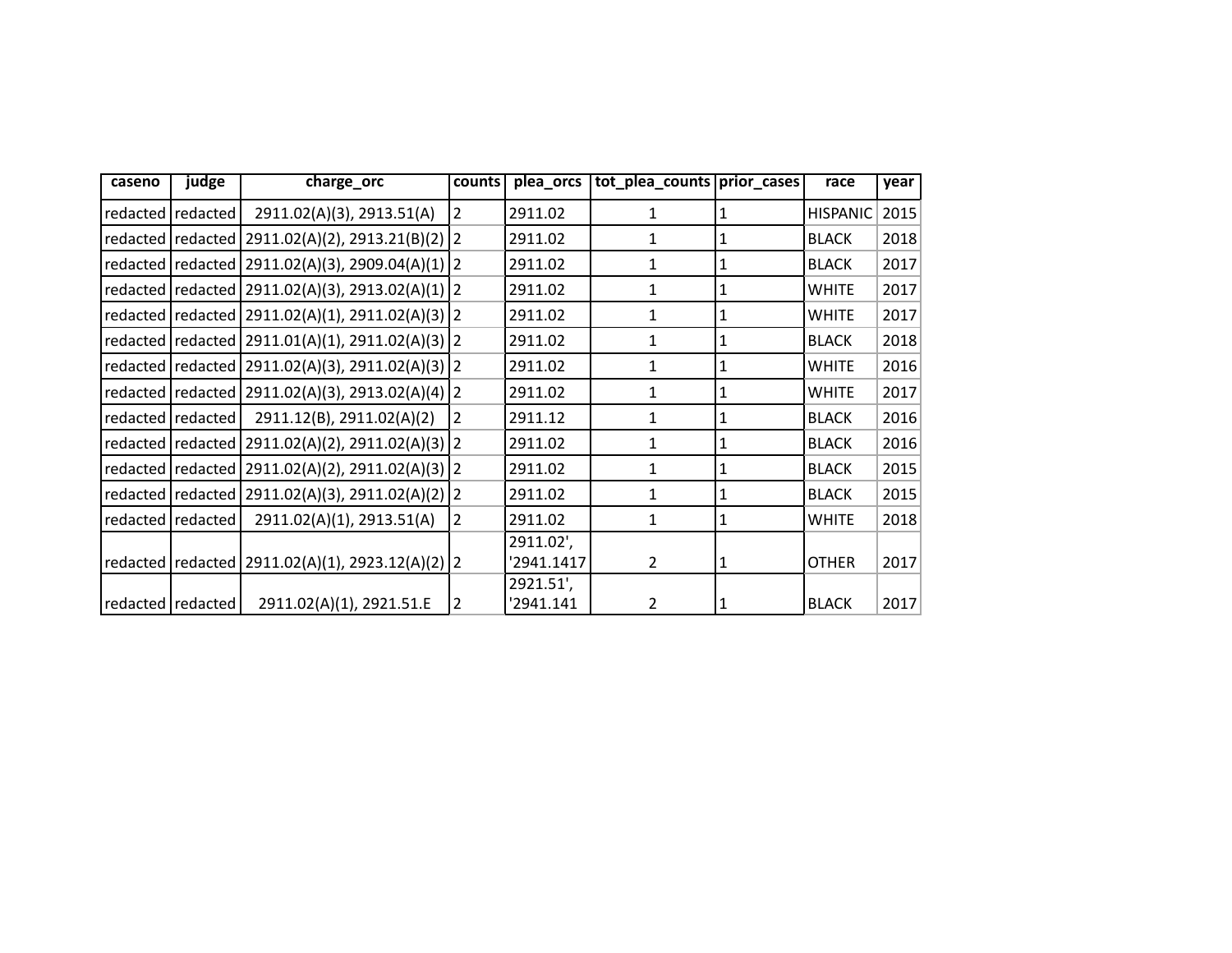| caseno | judge | charge_orc | counts | plea_orcs | tot_plea_counts | prior_cases | race | year |
|---|---|---|---|---|---|---|---|---|
| redacted | redacted | 2911.02(A)(3), 2913.51(A) | 2 | 2911.02 | 1 | 1 | HISPANIC | 2015 |
| redacted | redacted | 2911.02(A)(2), 2913.21(B)(2) | 2 | 2911.02 | 1 | 1 | BLACK | 2018 |
| redacted | redacted | 2911.02(A)(3), 2909.04(A)(1) | 2 | 2911.02 | 1 | 1 | BLACK | 2017 |
| redacted | redacted | 2911.02(A)(3), 2913.02(A)(1) | 2 | 2911.02 | 1 | 1 | WHITE | 2017 |
| redacted | redacted | 2911.02(A)(1), 2911.02(A)(3) | 2 | 2911.02 | 1 | 1 | WHITE | 2017 |
| redacted | redacted | 2911.01(A)(1), 2911.02(A)(3) | 2 | 2911.02 | 1 | 1 | BLACK | 2018 |
| redacted | redacted | 2911.02(A)(3), 2911.02(A)(3) | 2 | 2911.02 | 1 | 1 | WHITE | 2016 |
| redacted | redacted | 2911.02(A)(3), 2913.02(A)(4) | 2 | 2911.02 | 1 | 1 | WHITE | 2017 |
| redacted | redacted | 2911.12(B), 2911.02(A)(2) | 2 | 2911.12 | 1 | 1 | BLACK | 2016 |
| redacted | redacted | 2911.02(A)(2), 2911.02(A)(3) | 2 | 2911.02 | 1 | 1 | BLACK | 2016 |
| redacted | redacted | 2911.02(A)(2), 2911.02(A)(3) | 2 | 2911.02 | 1 | 1 | BLACK | 2015 |
| redacted | redacted | 2911.02(A)(3), 2911.02(A)(2) | 2 | 2911.02 | 1 | 1 | BLACK | 2015 |
| redacted | redacted | 2911.02(A)(1), 2913.51(A) | 2 | 2911.02 | 1 | 1 | WHITE | 2018 |
| redacted | redacted | 2911.02(A)(1), 2923.12(A)(2) | 2 | 2911.02', '2941.1417 | 2 | 1 | OTHER | 2017 |
| redacted | redacted | 2911.02(A)(1), 2921.51.E | 2 | 2921.51', '2941.141 | 2 | 1 | BLACK | 2017 |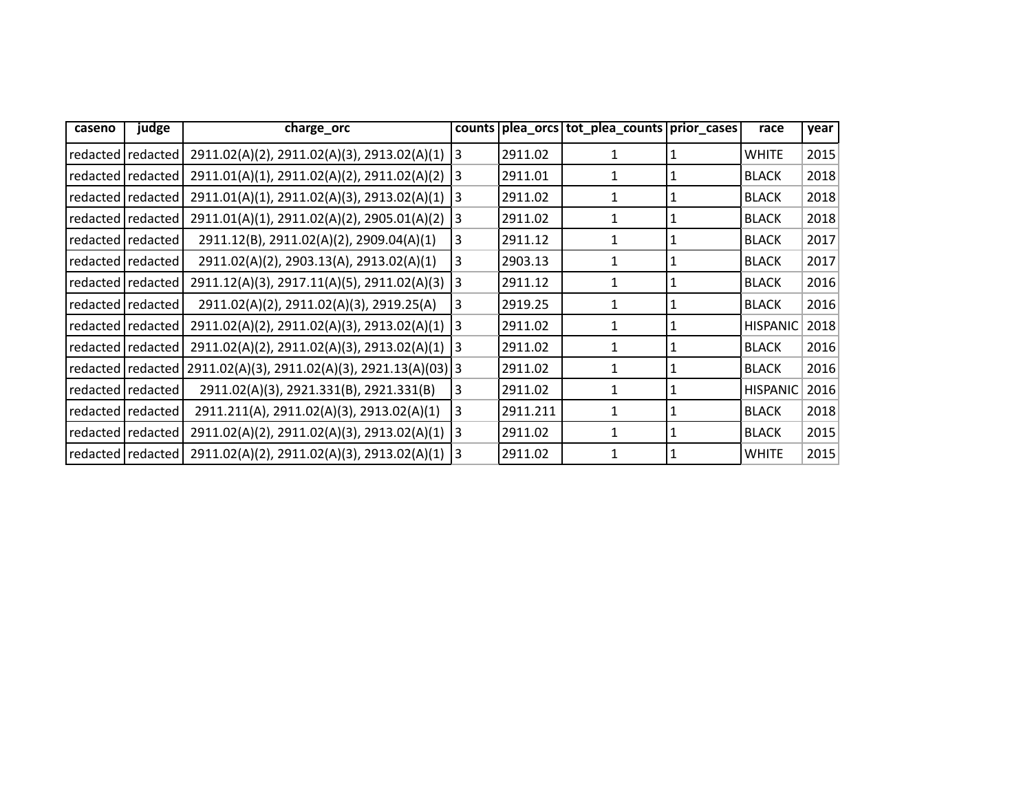| caseno | judge | charge_orc | counts | plea_orcs | tot_plea_counts | prior_cases | race | year |
| --- | --- | --- | --- | --- | --- | --- | --- | --- |
| redacted | redacted | 2911.02(A)(2), 2911.02(A)(3), 2913.02(A)(1) | 3 | 2911.02 | 1 | 1 | WHITE | 2015 |
| redacted | redacted | 2911.01(A)(1), 2911.02(A)(2), 2911.02(A)(2) | 3 | 2911.01 | 1 | 1 | BLACK | 2018 |
| redacted | redacted | 2911.01(A)(1), 2911.02(A)(3), 2913.02(A)(1) | 3 | 2911.02 | 1 | 1 | BLACK | 2018 |
| redacted | redacted | 2911.01(A)(1), 2911.02(A)(2), 2905.01(A)(2) | 3 | 2911.02 | 1 | 1 | BLACK | 2018 |
| redacted | redacted | 2911.12(B), 2911.02(A)(2), 2909.04(A)(1) | 3 | 2911.12 | 1 | 1 | BLACK | 2017 |
| redacted | redacted | 2911.02(A)(2), 2903.13(A), 2913.02(A)(1) | 3 | 2903.13 | 1 | 1 | BLACK | 2017 |
| redacted | redacted | 2911.12(A)(3), 2917.11(A)(5), 2911.02(A)(3) | 3 | 2911.12 | 1 | 1 | BLACK | 2016 |
| redacted | redacted | 2911.02(A)(2), 2911.02(A)(3), 2919.25(A) | 3 | 2919.25 | 1 | 1 | BLACK | 2016 |
| redacted | redacted | 2911.02(A)(2), 2911.02(A)(3), 2913.02(A)(1) | 3 | 2911.02 | 1 | 1 | HISPANIC | 2018 |
| redacted | redacted | 2911.02(A)(2), 2911.02(A)(3), 2913.02(A)(1) | 3 | 2911.02 | 1 | 1 | BLACK | 2016 |
| redacted | redacted | 2911.02(A)(3), 2911.02(A)(3), 2921.13(A)(03) | 3 | 2911.02 | 1 | 1 | BLACK | 2016 |
| redacted | redacted | 2911.02(A)(3), 2921.331(B), 2921.331(B) | 3 | 2911.02 | 1 | 1 | HISPANIC | 2016 |
| redacted | redacted | 2911.211(A), 2911.02(A)(3), 2913.02(A)(1) | 3 | 2911.211 | 1 | 1 | BLACK | 2018 |
| redacted | redacted | 2911.02(A)(2), 2911.02(A)(3), 2913.02(A)(1) | 3 | 2911.02 | 1 | 1 | BLACK | 2015 |
| redacted | redacted | 2911.02(A)(2), 2911.02(A)(3), 2913.02(A)(1) | 3 | 2911.02 | 1 | 1 | WHITE | 2015 |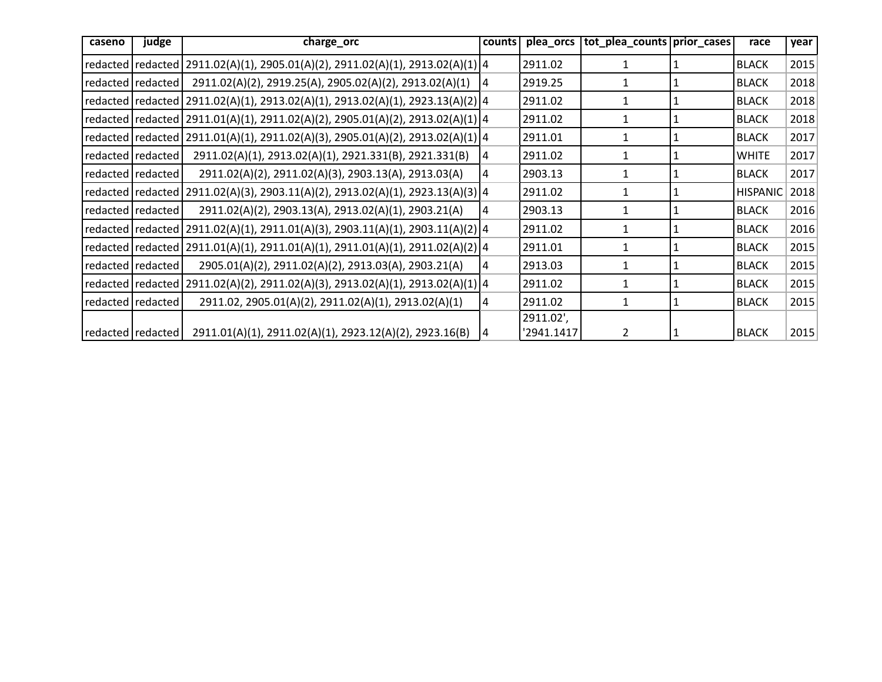| caseno | judge | charge_orc | counts | plea_orcs | tot_plea_counts | prior_cases | race | year |
|---|---|---|---|---|---|---|---|---|
| redacted | redacted | 2911.02(A)(1), 2905.01(A)(2), 2911.02(A)(1), 2913.02(A)(1) | 4 | 2911.02 | 1 | 1 | BLACK | 2015 |
| redacted | redacted | 2911.02(A)(2), 2919.25(A), 2905.02(A)(2), 2913.02(A)(1) | 4 | 2919.25 | 1 | 1 | BLACK | 2018 |
| redacted | redacted | 2911.02(A)(1), 2913.02(A)(1), 2913.02(A)(1), 2923.13(A)(2) | 4 | 2911.02 | 1 | 1 | BLACK | 2018 |
| redacted | redacted | 2911.01(A)(1), 2911.02(A)(2), 2905.01(A)(2), 2913.02(A)(1) | 4 | 2911.02 | 1 | 1 | BLACK | 2018 |
| redacted | redacted | 2911.01(A)(1), 2911.02(A)(3), 2905.01(A)(2), 2913.02(A)(1) | 4 | 2911.01 | 1 | 1 | BLACK | 2017 |
| redacted | redacted | 2911.02(A)(1), 2913.02(A)(1), 2921.331(B), 2921.331(B) | 4 | 2911.02 | 1 | 1 | WHITE | 2017 |
| redacted | redacted | 2911.02(A)(2), 2911.02(A)(3), 2903.13(A), 2913.03(A) | 4 | 2903.13 | 1 | 1 | BLACK | 2017 |
| redacted | redacted | 2911.02(A)(3), 2903.11(A)(2), 2913.02(A)(1), 2923.13(A)(3) | 4 | 2911.02 | 1 | 1 | HISPANIC | 2018 |
| redacted | redacted | 2911.02(A)(2), 2903.13(A), 2913.02(A)(1), 2903.21(A) | 4 | 2903.13 | 1 | 1 | BLACK | 2016 |
| redacted | redacted | 2911.02(A)(1), 2911.01(A)(3), 2903.11(A)(1), 2903.11(A)(2) | 4 | 2911.02 | 1 | 1 | BLACK | 2016 |
| redacted | redacted | 2911.01(A)(1), 2911.01(A)(1), 2911.01(A)(1), 2911.02(A)(2) | 4 | 2911.01 | 1 | 1 | BLACK | 2015 |
| redacted | redacted | 2905.01(A)(2), 2911.02(A)(2), 2913.03(A), 2903.21(A) | 4 | 2913.03 | 1 | 1 | BLACK | 2015 |
| redacted | redacted | 2911.02(A)(2), 2911.02(A)(3), 2913.02(A)(1), 2913.02(A)(1) | 4 | 2911.02 | 1 | 1 | BLACK | 2015 |
| redacted | redacted | 2911.02, 2905.01(A)(2), 2911.02(A)(1), 2913.02(A)(1) | 4 | 2911.02 | 1 | 1 | BLACK | 2015 |
| redacted | redacted | 2911.01(A)(1), 2911.02(A)(1), 2923.12(A)(2), 2923.16(B) | 4 | 2911.02', '2941.1417 | 2 | 1 | BLACK | 2015 |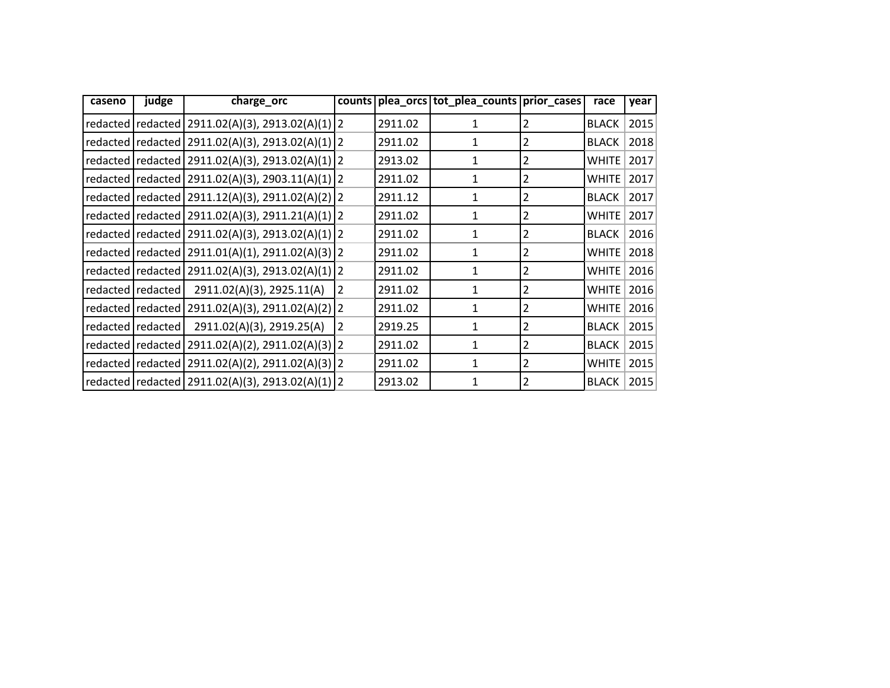| caseno | judge | charge_orc | counts | plea_orcs | tot_plea_counts | prior_cases | race | year |
|---|---|---|---|---|---|---|---|---|
| redacted | redacted | 2911.02(A)(3), 2913.02(A)(1) | 2 | 2911.02 | 1 | 2 | BLACK | 2015 |
| redacted | redacted | 2911.02(A)(3), 2913.02(A)(1) | 2 | 2911.02 | 1 | 2 | BLACK | 2018 |
| redacted | redacted | 2911.02(A)(3), 2913.02(A)(1) | 2 | 2913.02 | 1 | 2 | WHITE | 2017 |
| redacted | redacted | 2911.02(A)(3), 2903.11(A)(1) | 2 | 2911.02 | 1 | 2 | WHITE | 2017 |
| redacted | redacted | 2911.12(A)(3), 2911.02(A)(2) | 2 | 2911.12 | 1 | 2 | BLACK | 2017 |
| redacted | redacted | 2911.02(A)(3), 2911.21(A)(1) | 2 | 2911.02 | 1 | 2 | WHITE | 2017 |
| redacted | redacted | 2911.02(A)(3), 2913.02(A)(1) | 2 | 2911.02 | 1 | 2 | BLACK | 2016 |
| redacted | redacted | 2911.01(A)(1), 2911.02(A)(3) | 2 | 2911.02 | 1 | 2 | WHITE | 2018 |
| redacted | redacted | 2911.02(A)(3), 2913.02(A)(1) | 2 | 2911.02 | 1 | 2 | WHITE | 2016 |
| redacted | redacted | 2911.02(A)(3), 2925.11(A) | 2 | 2911.02 | 1 | 2 | WHITE | 2016 |
| redacted | redacted | 2911.02(A)(3), 2911.02(A)(2) | 2 | 2911.02 | 1 | 2 | WHITE | 2016 |
| redacted | redacted | 2911.02(A)(3), 2919.25(A) | 2 | 2919.25 | 1 | 2 | BLACK | 2015 |
| redacted | redacted | 2911.02(A)(2), 2911.02(A)(3) | 2 | 2911.02 | 1 | 2 | BLACK | 2015 |
| redacted | redacted | 2911.02(A)(2), 2911.02(A)(3) | 2 | 2911.02 | 1 | 2 | WHITE | 2015 |
| redacted | redacted | 2911.02(A)(3), 2913.02(A)(1) | 2 | 2913.02 | 1 | 2 | BLACK | 2015 |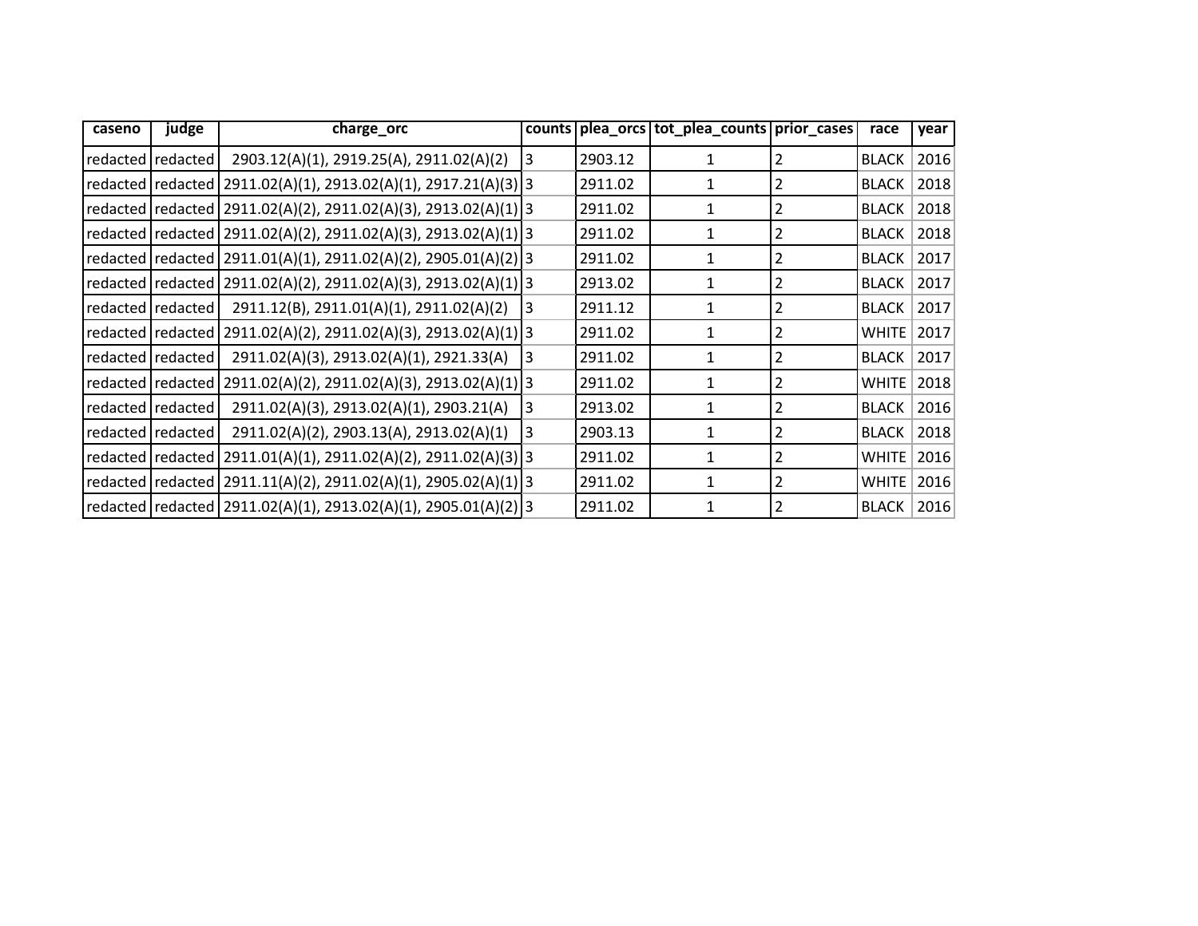| caseno | judge | charge_orc | counts | plea_orcs | tot_plea_counts | prior_cases | race | year |
|---|---|---|---|---|---|---|---|---|
| redacted | redacted | 2903.12(A)(1), 2919.25(A), 2911.02(A)(2) | 3 | 2903.12 | 1 | 2 | BLACK | 2016 |
| redacted | redacted | 2911.02(A)(1), 2913.02(A)(1), 2917.21(A)(3) | 3 | 2911.02 | 1 | 2 | BLACK | 2018 |
| redacted | redacted | 2911.02(A)(2), 2911.02(A)(3), 2913.02(A)(1) | 3 | 2911.02 | 1 | 2 | BLACK | 2018 |
| redacted | redacted | 2911.02(A)(2), 2911.02(A)(3), 2913.02(A)(1) | 3 | 2911.02 | 1 | 2 | BLACK | 2018 |
| redacted | redacted | 2911.01(A)(1), 2911.02(A)(2), 2905.01(A)(2) | 3 | 2911.02 | 1 | 2 | BLACK | 2017 |
| redacted | redacted | 2911.02(A)(2), 2911.02(A)(3), 2913.02(A)(1) | 3 | 2913.02 | 1 | 2 | BLACK | 2017 |
| redacted | redacted | 2911.12(B), 2911.01(A)(1), 2911.02(A)(2) | 3 | 2911.12 | 1 | 2 | BLACK | 2017 |
| redacted | redacted | 2911.02(A)(2), 2911.02(A)(3), 2913.02(A)(1) | 3 | 2911.02 | 1 | 2 | WHITE | 2017 |
| redacted | redacted | 2911.02(A)(3), 2913.02(A)(1), 2921.33(A) | 3 | 2911.02 | 1 | 2 | BLACK | 2017 |
| redacted | redacted | 2911.02(A)(2), 2911.02(A)(3), 2913.02(A)(1) | 3 | 2911.02 | 1 | 2 | WHITE | 2018 |
| redacted | redacted | 2911.02(A)(3), 2913.02(A)(1), 2903.21(A) | 3 | 2913.02 | 1 | 2 | BLACK | 2016 |
| redacted | redacted | 2911.02(A)(2), 2903.13(A), 2913.02(A)(1) | 3 | 2903.13 | 1 | 2 | BLACK | 2018 |
| redacted | redacted | 2911.01(A)(1), 2911.02(A)(2), 2911.02(A)(3) | 3 | 2911.02 | 1 | 2 | WHITE | 2016 |
| redacted | redacted | 2911.11(A)(2), 2911.02(A)(1), 2905.02(A)(1) | 3 | 2911.02 | 1 | 2 | WHITE | 2016 |
| redacted | redacted | 2911.02(A)(1), 2913.02(A)(1), 2905.01(A)(2) | 3 | 2911.02 | 1 | 2 | BLACK | 2016 |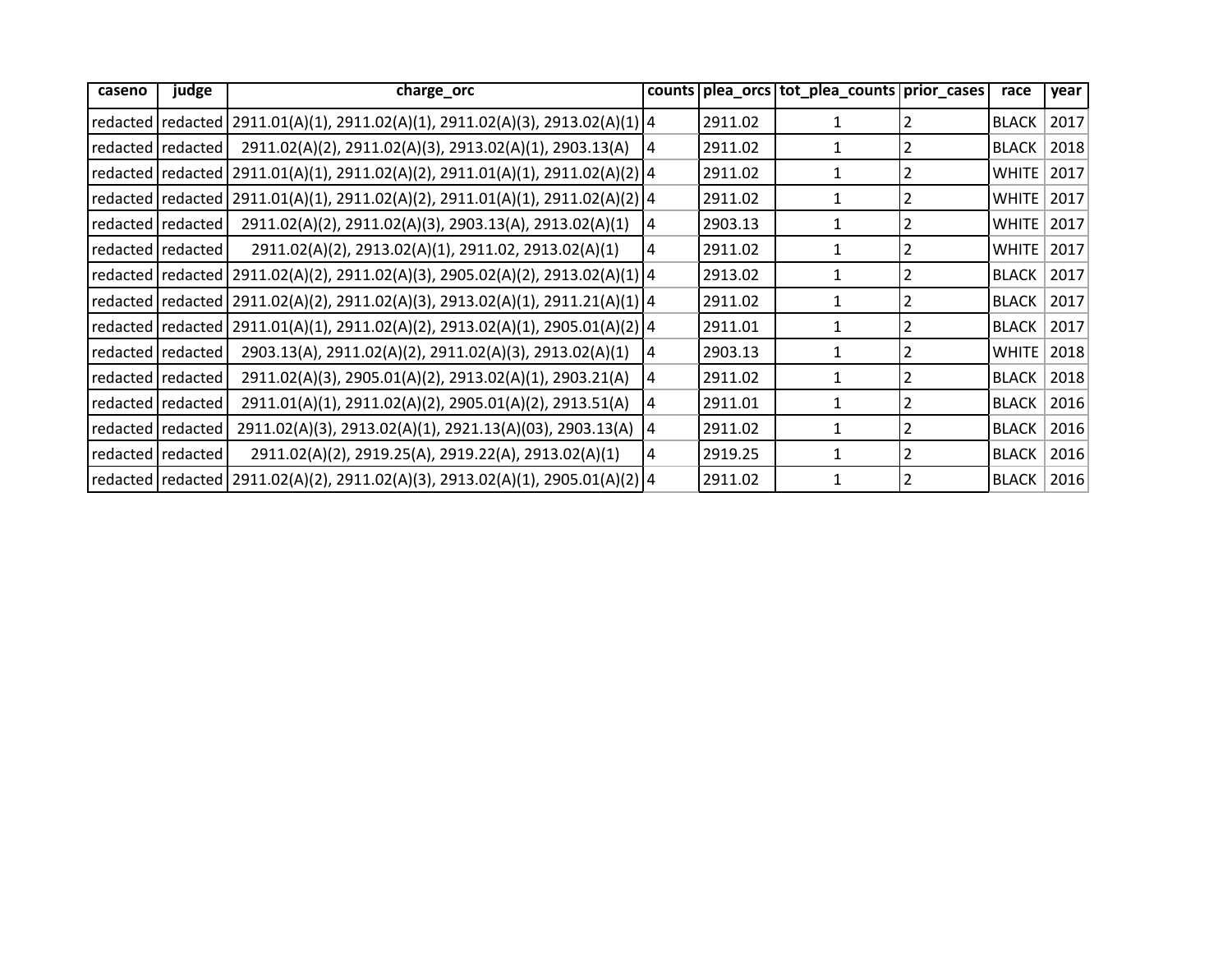| caseno | judge | charge_orc | counts | plea_orcs | tot_plea_counts | prior_cases | race | year |
|---|---|---|---|---|---|---|---|---|
| redacted | redacted | 2911.01(A)(1), 2911.02(A)(1), 2911.02(A)(3), 2913.02(A)(1) | 4 | 2911.02 | 1 | 2 | BLACK | 2017 |
| redacted | redacted | 2911.02(A)(2), 2911.02(A)(3), 2913.02(A)(1), 2903.13(A) | 4 | 2911.02 | 1 | 2 | BLACK | 2018 |
| redacted | redacted | 2911.01(A)(1), 2911.02(A)(2), 2911.01(A)(1), 2911.02(A)(2) | 4 | 2911.02 | 1 | 2 | WHITE | 2017 |
| redacted | redacted | 2911.01(A)(1), 2911.02(A)(2), 2911.01(A)(1), 2911.02(A)(2) | 4 | 2911.02 | 1 | 2 | WHITE | 2017 |
| redacted | redacted | 2911.02(A)(2), 2911.02(A)(3), 2903.13(A), 2913.02(A)(1) | 4 | 2903.13 | 1 | 2 | WHITE | 2017 |
| redacted | redacted | 2911.02(A)(2), 2913.02(A)(1), 2911.02, 2913.02(A)(1) | 4 | 2911.02 | 1 | 2 | WHITE | 2017 |
| redacted | redacted | 2911.02(A)(2), 2911.02(A)(3), 2905.02(A)(2), 2913.02(A)(1) | 4 | 2913.02 | 1 | 2 | BLACK | 2017 |
| redacted | redacted | 2911.02(A)(2), 2911.02(A)(3), 2913.02(A)(1), 2911.21(A)(1) | 4 | 2911.02 | 1 | 2 | BLACK | 2017 |
| redacted | redacted | 2911.01(A)(1), 2911.02(A)(2), 2913.02(A)(1), 2905.01(A)(2) | 4 | 2911.01 | 1 | 2 | BLACK | 2017 |
| redacted | redacted | 2903.13(A), 2911.02(A)(2), 2911.02(A)(3), 2913.02(A)(1) | 4 | 2903.13 | 1 | 2 | WHITE | 2018 |
| redacted | redacted | 2911.02(A)(3), 2905.01(A)(2), 2913.02(A)(1), 2903.21(A) | 4 | 2911.02 | 1 | 2 | BLACK | 2018 |
| redacted | redacted | 2911.01(A)(1), 2911.02(A)(2), 2905.01(A)(2), 2913.51(A) | 4 | 2911.01 | 1 | 2 | BLACK | 2016 |
| redacted | redacted | 2911.02(A)(3), 2913.02(A)(1), 2921.13(A)(03), 2903.13(A) | 4 | 2911.02 | 1 | 2 | BLACK | 2016 |
| redacted | redacted | 2911.02(A)(2), 2919.25(A), 2919.22(A), 2913.02(A)(1) | 4 | 2919.25 | 1 | 2 | BLACK | 2016 |
| redacted | redacted | 2911.02(A)(2), 2911.02(A)(3), 2913.02(A)(1), 2905.01(A)(2) | 4 | 2911.02 | 1 | 2 | BLACK | 2016 |